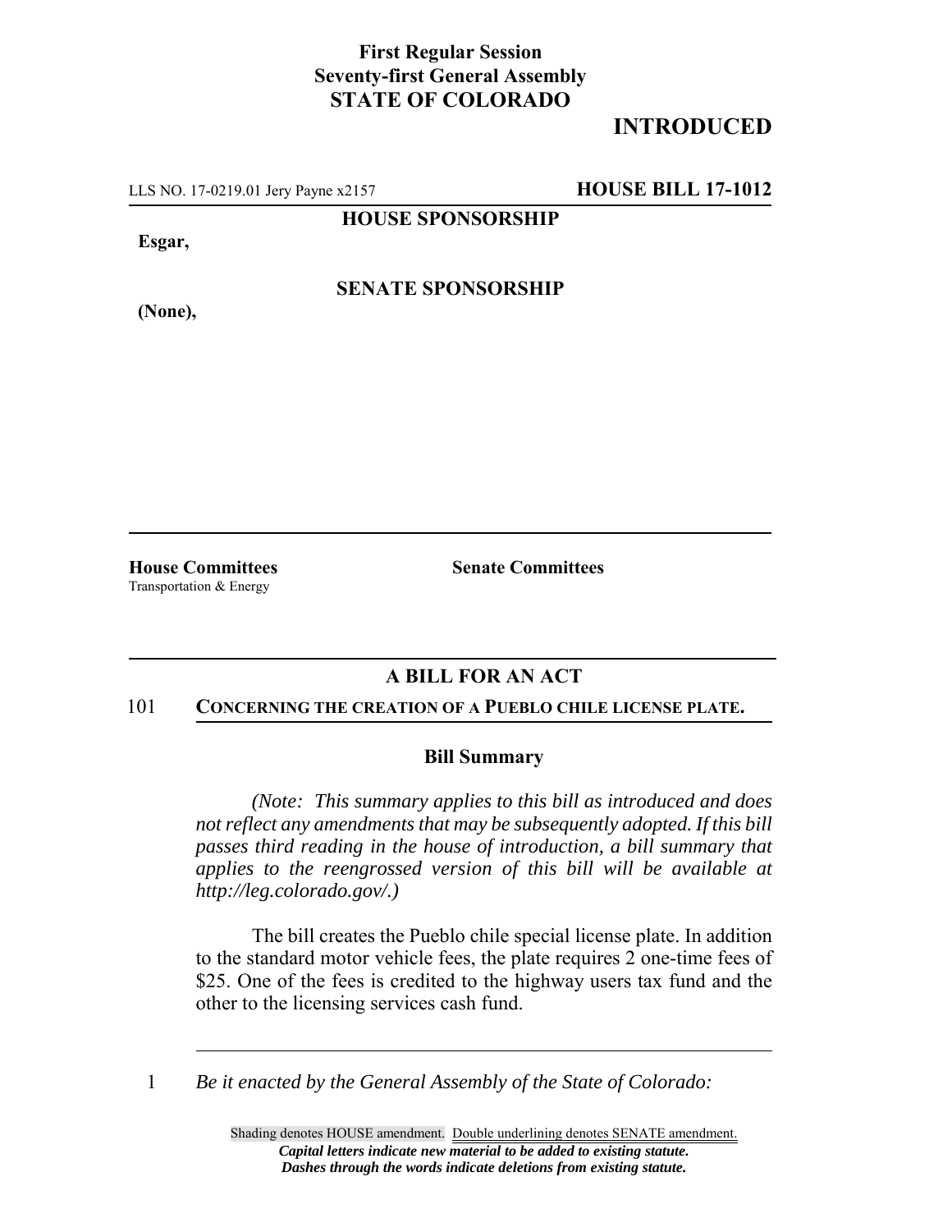**First Regular Session**
**Seventy-first General Assembly**
**STATE OF COLORADO**

# INTRODUCED

LLS NO. 17-0219.01 Jery Payne x2157 **HOUSE BILL 17-1012**

**HOUSE SPONSORSHIP**

**Esgar,**

**SENATE SPONSORSHIP**

**(None),**

**House Committees**
Transportation & Energy

**Senate Committees**

## A BILL FOR AN ACT

101 **CONCERNING THE CREATION OF A PUEBLO CHILE LICENSE PLATE.**

### Bill Summary

*(Note: This summary applies to this bill as introduced and does not reflect any amendments that may be subsequently adopted. If this bill passes third reading in the house of introduction, a bill summary that applies to the reengrossed version of this bill will be available at http://leg.colorado.gov/.)*

The bill creates the Pueblo chile special license plate. In addition to the standard motor vehicle fees, the plate requires 2 one-time fees of $25. One of the fees is credited to the highway users tax fund and the other to the licensing services cash fund.

1 *Be it enacted by the General Assembly of the State of Colorado:*

Shading denotes HOUSE amendment. Double underlining denotes SENATE amendment.
***Capital letters indicate new material to be added to existing statute.***
***Dashes through the words indicate deletions from existing statute.***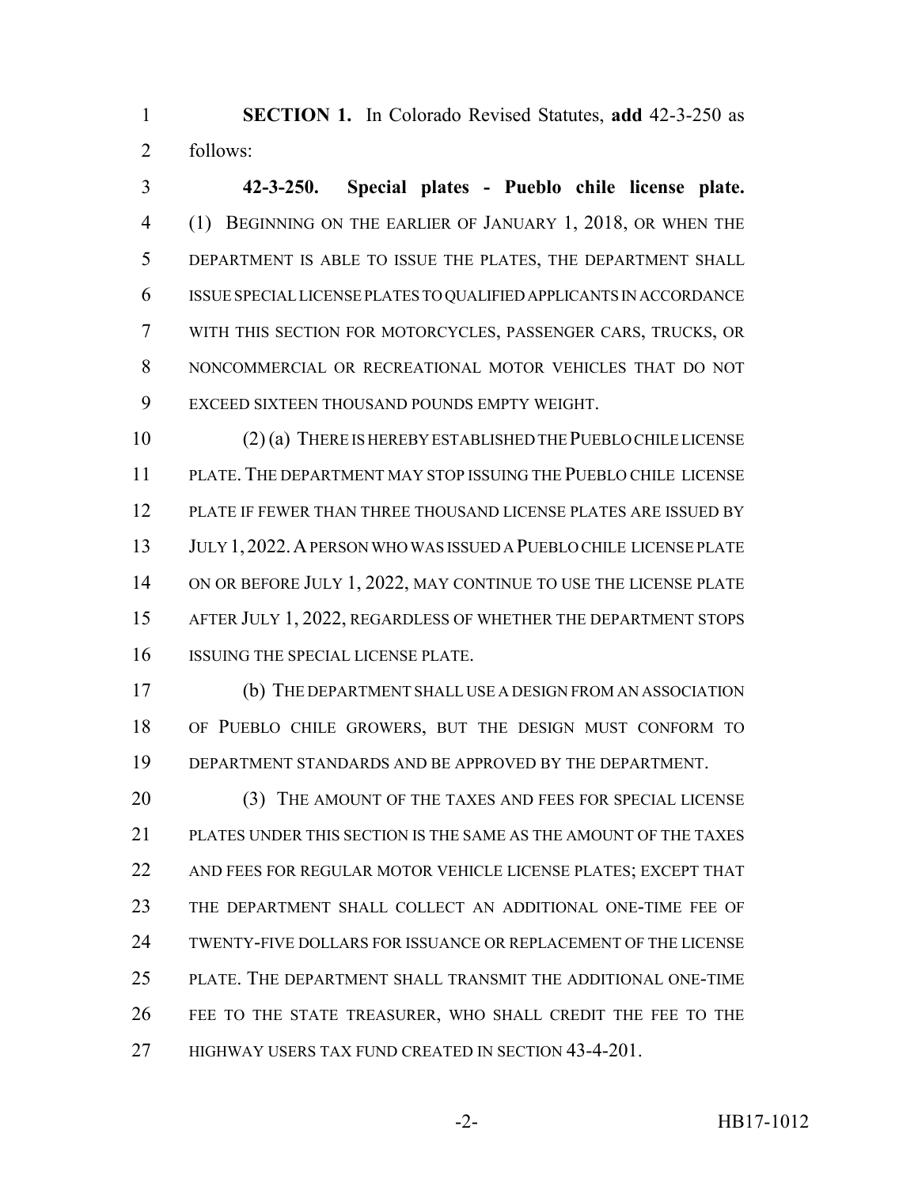**SECTION 1.** In Colorado Revised Statutes, **add** 42-3-250 as follows:

**42-3-250. Special plates - Pueblo chile license plate.** (1) BEGINNING ON THE EARLIER OF JANUARY 1, 2018, OR WHEN THE DEPARTMENT IS ABLE TO ISSUE THE PLATES, THE DEPARTMENT SHALL ISSUE SPECIAL LICENSE PLATES TO QUALIFIED APPLICANTS IN ACCORDANCE WITH THIS SECTION FOR MOTORCYCLES, PASSENGER CARS, TRUCKS, OR NONCOMMERCIAL OR RECREATIONAL MOTOR VEHICLES THAT DO NOT EXCEED SIXTEEN THOUSAND POUNDS EMPTY WEIGHT.

(2) (a) THERE IS HEREBY ESTABLISHED THE PUEBLO CHILE LICENSE PLATE. THE DEPARTMENT MAY STOP ISSUING THE PUEBLO CHILE LICENSE PLATE IF FEWER THAN THREE THOUSAND LICENSE PLATES ARE ISSUED BY JULY 1, 2022. A PERSON WHO WAS ISSUED A PUEBLO CHILE LICENSE PLATE ON OR BEFORE JULY 1, 2022, MAY CONTINUE TO USE THE LICENSE PLATE AFTER JULY 1, 2022, REGARDLESS OF WHETHER THE DEPARTMENT STOPS ISSUING THE SPECIAL LICENSE PLATE.

(b) THE DEPARTMENT SHALL USE A DESIGN FROM AN ASSOCIATION OF PUEBLO CHILE GROWERS, BUT THE DESIGN MUST CONFORM TO DEPARTMENT STANDARDS AND BE APPROVED BY THE DEPARTMENT.

(3) THE AMOUNT OF THE TAXES AND FEES FOR SPECIAL LICENSE PLATES UNDER THIS SECTION IS THE SAME AS THE AMOUNT OF THE TAXES AND FEES FOR REGULAR MOTOR VEHICLE LICENSE PLATES; EXCEPT THAT THE DEPARTMENT SHALL COLLECT AN ADDITIONAL ONE-TIME FEE OF TWENTY-FIVE DOLLARS FOR ISSUANCE OR REPLACEMENT OF THE LICENSE PLATE. THE DEPARTMENT SHALL TRANSMIT THE ADDITIONAL ONE-TIME FEE TO THE STATE TREASURER, WHO SHALL CREDIT THE FEE TO THE HIGHWAY USERS TAX FUND CREATED IN SECTION 43-4-201.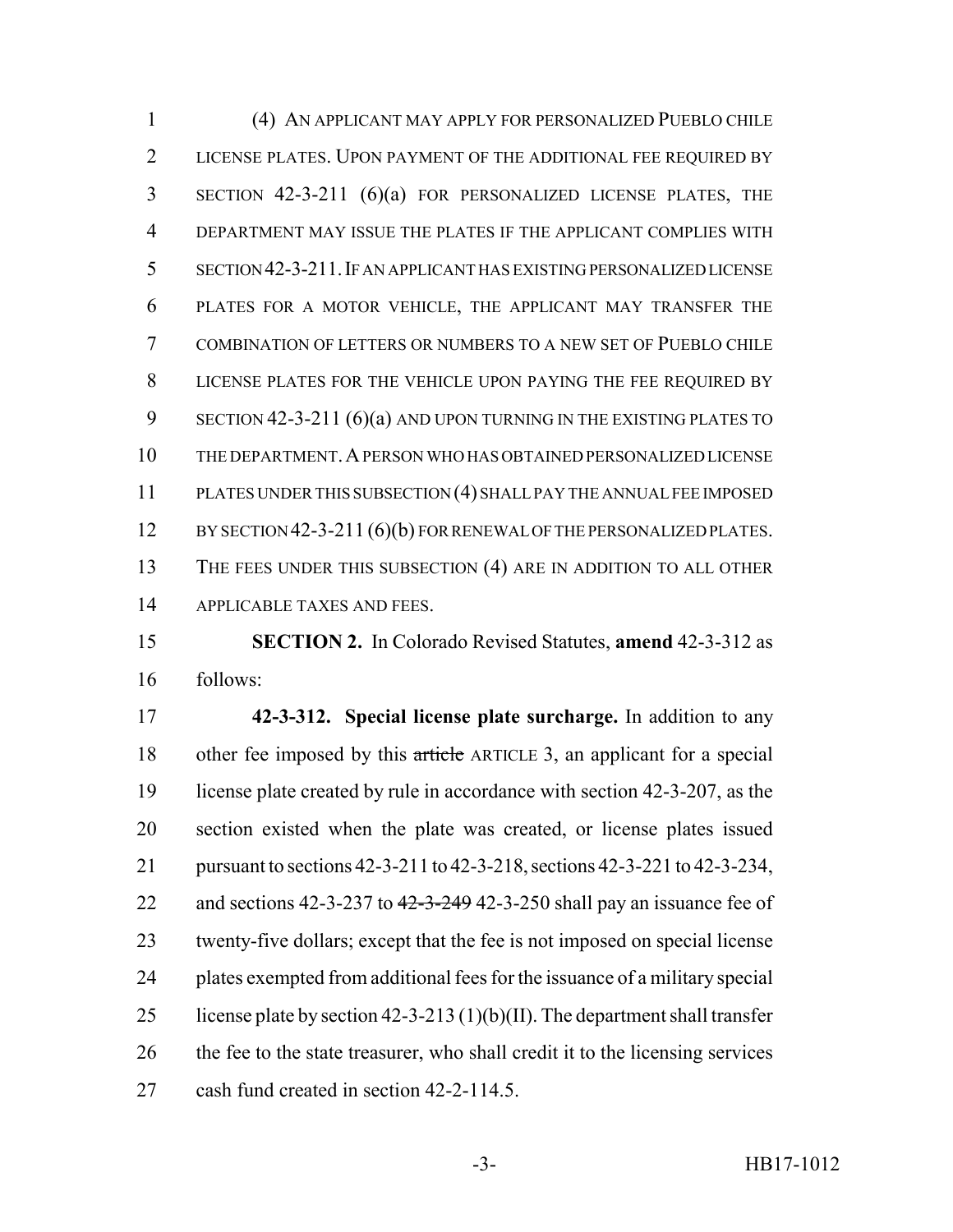(4) AN APPLICANT MAY APPLY FOR PERSONALIZED PUEBLO CHILE LICENSE PLATES. UPON PAYMENT OF THE ADDITIONAL FEE REQUIRED BY SECTION 42-3-211 (6)(a) FOR PERSONALIZED LICENSE PLATES, THE DEPARTMENT MAY ISSUE THE PLATES IF THE APPLICANT COMPLIES WITH SECTION 42-3-211. IF AN APPLICANT HAS EXISTING PERSONALIZED LICENSE PLATES FOR A MOTOR VEHICLE, THE APPLICANT MAY TRANSFER THE COMBINATION OF LETTERS OR NUMBERS TO A NEW SET OF PUEBLO CHILE LICENSE PLATES FOR THE VEHICLE UPON PAYING THE FEE REQUIRED BY SECTION 42-3-211 (6)(a) AND UPON TURNING IN THE EXISTING PLATES TO THE DEPARTMENT. A PERSON WHO HAS OBTAINED PERSONALIZED LICENSE PLATES UNDER THIS SUBSECTION (4) SHALL PAY THE ANNUAL FEE IMPOSED BY SECTION 42-3-211 (6)(b) FOR RENEWAL OF THE PERSONALIZED PLATES. THE FEES UNDER THIS SUBSECTION (4) ARE IN ADDITION TO ALL OTHER APPLICABLE TAXES AND FEES.

**SECTION 2.** In Colorado Revised Statutes, **amend** 42-3-312 as follows:

**42-3-312. Special license plate surcharge.** In addition to any other fee imposed by this ~~article~~ ARTICLE 3, an applicant for a special license plate created by rule in accordance with section 42-3-207, as the section existed when the plate was created, or license plates issued pursuant to sections 42-3-211 to 42-3-218, sections 42-3-221 to 42-3-234, and sections 42-3-237 to ~~42-3-249~~ 42-3-250 shall pay an issuance fee of twenty-five dollars; except that the fee is not imposed on special license plates exempted from additional fees for the issuance of a military special license plate by section 42-3-213 (1)(b)(II). The department shall transfer the fee to the state treasurer, who shall credit it to the licensing services cash fund created in section 42-2-114.5.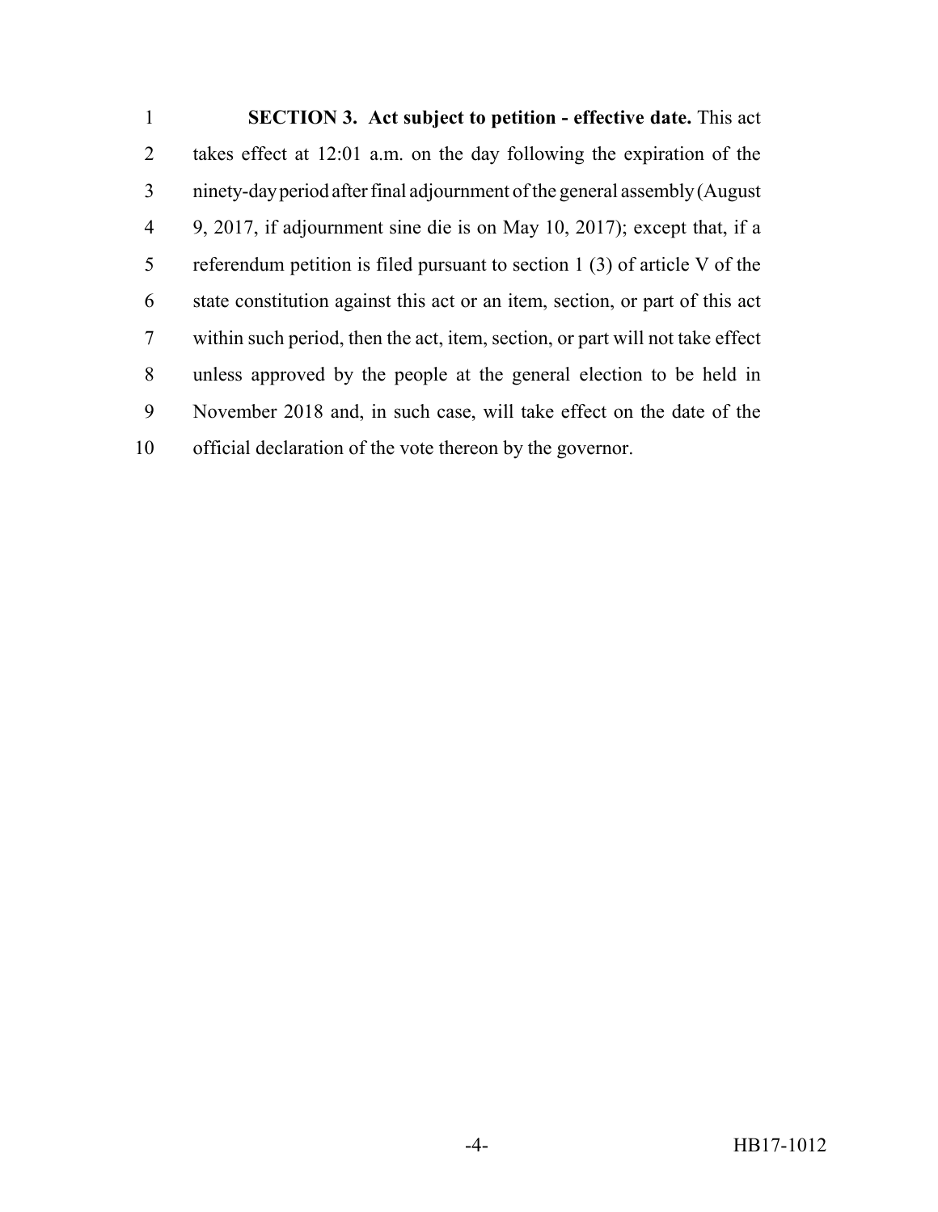**SECTION 3. Act subject to petition - effective date.** This act takes effect at 12:01 a.m. on the day following the expiration of the ninety-day period after final adjournment of the general assembly (August 9, 2017, if adjournment sine die is on May 10, 2017); except that, if a referendum petition is filed pursuant to section 1 (3) of article V of the state constitution against this act or an item, section, or part of this act within such period, then the act, item, section, or part will not take effect unless approved by the people at the general election to be held in November 2018 and, in such case, will take effect on the date of the official declaration of the vote thereon by the governor.